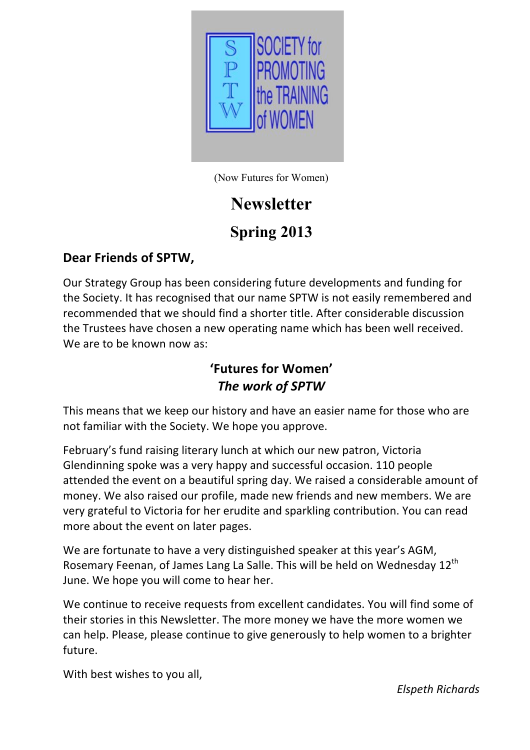SOCIETY for PROMOTING the TRAINING of WOMEN

(Now Futures for Women)

# Newsletter

## Spring 2013

**Dear Friends of SPTW,**

Our Strategy Group has been considering future developments and funding for the Society. It has recognised that our name SPTW is not easily remembered and recommended that we should find a shorter title. After considerable discussion the Trustees have chosen a new operating name which has been well received. We are to be known now as:

**'Futures for Women'**
***The work of SPTW***

This means that we keep our history and have an easier name for those who are not familiar with the Society. We hope you approve.

February's fund raising literary lunch at which our new patron, Victoria Glendinning spoke was a very happy and successful occasion. 110 people attended the event on a beautiful spring day. We raised a considerable amount of money. We also raised our profile, made new friends and new members. We are very grateful to Victoria for her erudite and sparkling contribution. You can read more about the event on later pages.

We are fortunate to have a very distinguished speaker at this year's AGM, Rosemary Feenan, of James Lang La Salle. This will be held on Wednesday 12th June. We hope you will come to hear her.

We continue to receive requests from excellent candidates. You will find some of their stories in this Newsletter. The more money we have the more women we can help. Please, please continue to give generously to help women to a brighter future.

With best wishes to you all,

*Elspeth Richards*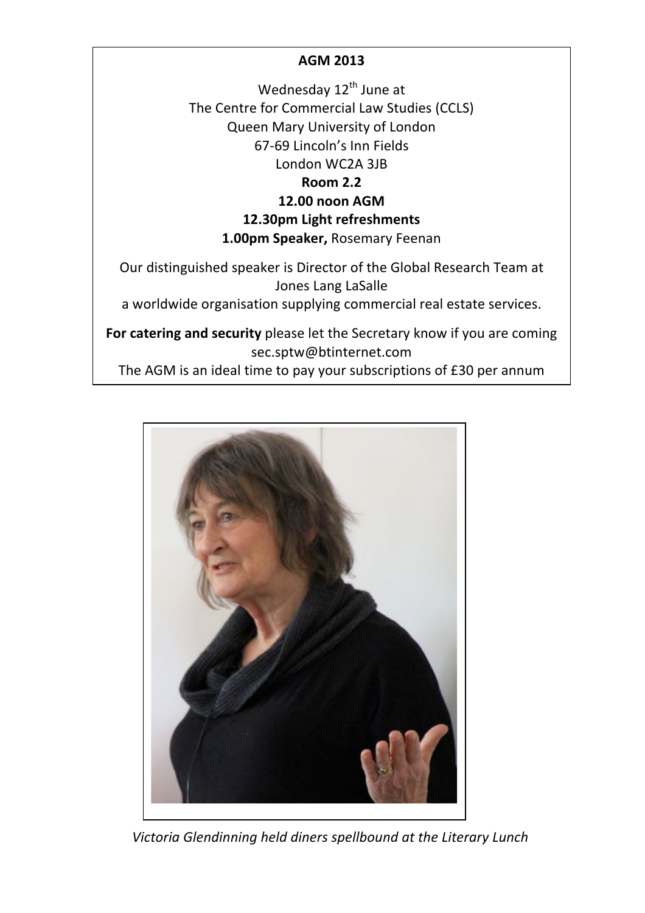## AGM 2013

Wednesday 12th June at
The Centre for Commercial Law Studies (CCLS)
Queen Mary University of London
67-69 Lincoln's Inn Fields
London WC2A 3JB

**Room 2.2**

**12.00 noon AGM**

**12.30pm Light refreshments**

**1.00pm Speaker,** Rosemary Feenan

Our distinguished speaker is Director of the Global Research Team at Jones Lang LaSalle
a worldwide organisation supplying commercial real estate services.

**For catering and security** please let the Secretary know if you are coming
sec.sptw@btinternet.com

The AGM is an ideal time to pay your subscriptions of £30 per annum

*Victoria Glendinning held diners spellbound at the Literary Lunch*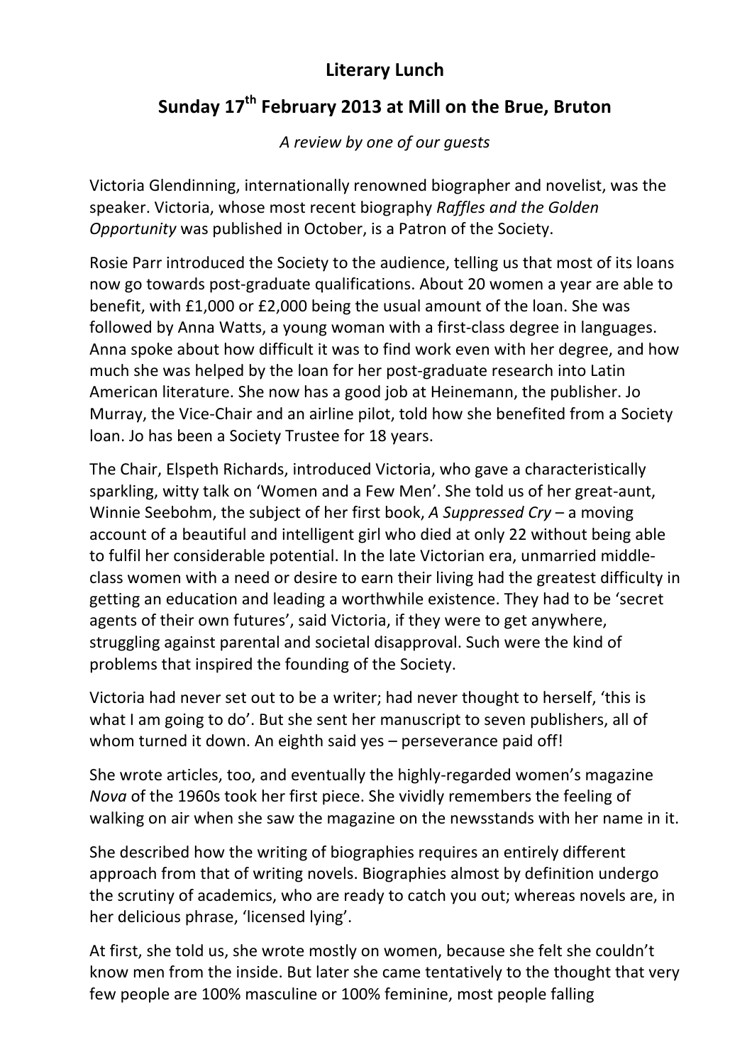## Literary Lunch

## Sunday 17th February 2013 at Mill on the Brue, Bruton

*A review by one of our guests*

Victoria Glendinning, internationally renowned biographer and novelist, was the speaker. Victoria, whose most recent biography *Raffles and the Golden Opportunity* was published in October, is a Patron of the Society.

Rosie Parr introduced the Society to the audience, telling us that most of its loans now go towards post-graduate qualifications. About 20 women a year are able to benefit, with £1,000 or £2,000 being the usual amount of the loan. She was followed by Anna Watts, a young woman with a first-class degree in languages. Anna spoke about how difficult it was to find work even with her degree, and how much she was helped by the loan for her post-graduate research into Latin American literature. She now has a good job at Heinemann, the publisher. Jo Murray, the Vice-Chair and an airline pilot, told how she benefited from a Society loan. Jo has been a Society Trustee for 18 years.

The Chair, Elspeth Richards, introduced Victoria, who gave a characteristically sparkling, witty talk on 'Women and a Few Men'. She told us of her great-aunt, Winnie Seebohm, the subject of her first book, *A Suppressed Cry* – a moving account of a beautiful and intelligent girl who died at only 22 without being able to fulfil her considerable potential. In the late Victorian era, unmarried middle-class women with a need or desire to earn their living had the greatest difficulty in getting an education and leading a worthwhile existence. They had to be 'secret agents of their own futures', said Victoria, if they were to get anywhere, struggling against parental and societal disapproval. Such were the kind of problems that inspired the founding of the Society.

Victoria had never set out to be a writer; had never thought to herself, 'this is what I am going to do'. But she sent her manuscript to seven publishers, all of whom turned it down. An eighth said yes – perseverance paid off!

She wrote articles, too, and eventually the highly-regarded women's magazine *Nova* of the 1960s took her first piece. She vividly remembers the feeling of walking on air when she saw the magazine on the newsstands with her name in it.

She described how the writing of biographies requires an entirely different approach from that of writing novels. Biographies almost by definition undergo the scrutiny of academics, who are ready to catch you out; whereas novels are, in her delicious phrase, 'licensed lying'.

At first, she told us, she wrote mostly on women, because she felt she couldn't know men from the inside. But later she came tentatively to the thought that very few people are 100% masculine or 100% feminine, most people falling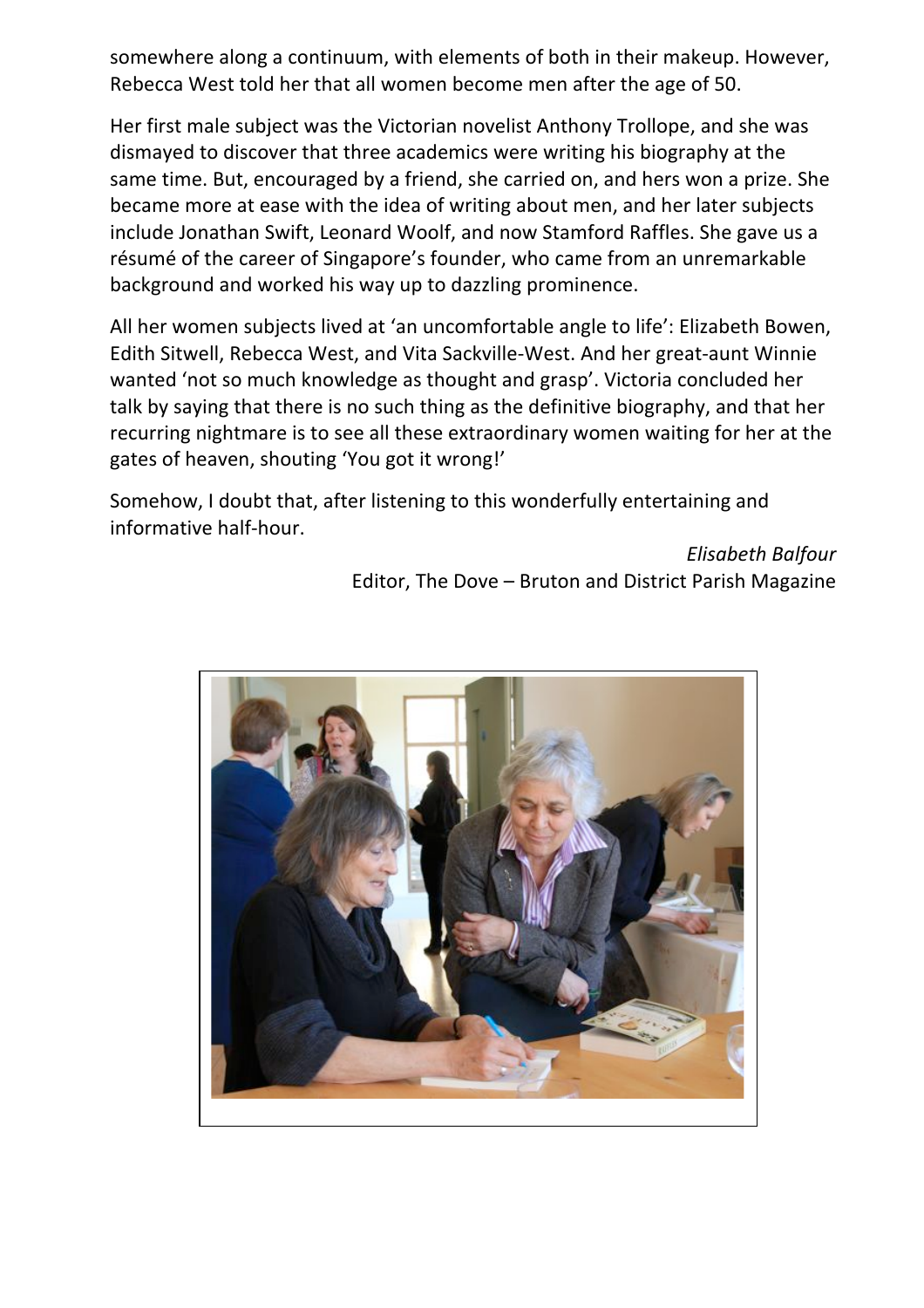somewhere along a continuum, with elements of both in their makeup. However, Rebecca West told her that all women become men after the age of 50.

Her first male subject was the Victorian novelist Anthony Trollope, and she was dismayed to discover that three academics were writing his biography at the same time. But, encouraged by a friend, she carried on, and hers won a prize. She became more at ease with the idea of writing about men, and her later subjects include Jonathan Swift, Leonard Woolf, and now Stamford Raffles. She gave us a résumé of the career of Singapore's founder, who came from an unremarkable background and worked his way up to dazzling prominence.

All her women subjects lived at 'an uncomfortable angle to life': Elizabeth Bowen, Edith Sitwell, Rebecca West, and Vita Sackville-West. And her great-aunt Winnie wanted 'not so much knowledge as thought and grasp'. Victoria concluded her talk by saying that there is no such thing as the definitive biography, and that her recurring nightmare is to see all these extraordinary women waiting for her at the gates of heaven, shouting 'You got it wrong!'

Somehow, I doubt that, after listening to this wonderfully entertaining and informative half-hour.

*Elisabeth Balfour*
Editor, The Dove – Bruton and District Parish Magazine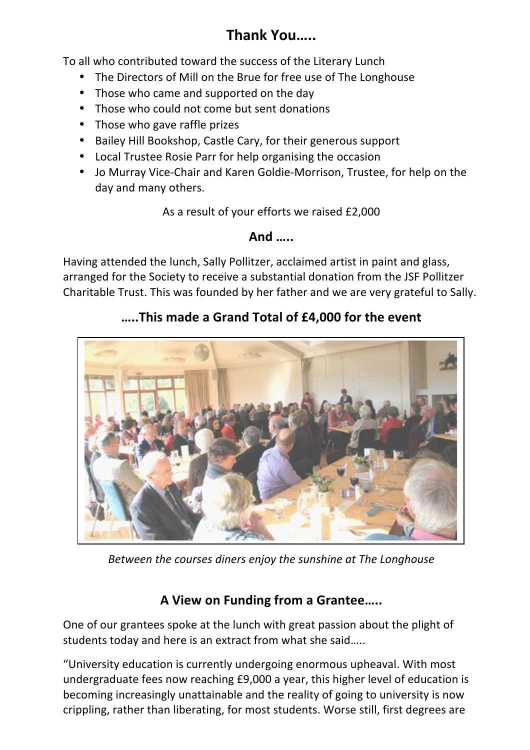## Thank You…..

To all who contributed toward the success of the Literary Lunch

- The Directors of Mill on the Brue for free use of The Longhouse
- Those who came and supported on the day
- Those who could not come but sent donations
- Those who gave raffle prizes
- Bailey Hill Bookshop, Castle Cary, for their generous support
- Local Trustee Rosie Parr for help organising the occasion
- Jo Murray Vice-Chair and Karen Goldie-Morrison, Trustee, for help on the day and many others.

As a result of your efforts we raised £2,000

**And …..**

Having attended the lunch, Sally Pollitzer, acclaimed artist in paint and glass, arranged for the Society to receive a substantial donation from the JSF Pollitzer Charitable Trust. This was founded by her father and we are very grateful to Sally.

**…..This made a Grand Total of £4,000 for the event**

*Between the courses diners enjoy the sunshine at The Longhouse*

## A View on Funding from a Grantee…..

One of our grantees spoke at the lunch with great passion about the plight of students today and here is an extract from what she said…..

"University education is currently undergoing enormous upheaval. With most undergraduate fees now reaching £9,000 a year, this higher level of education is becoming increasingly unattainable and the reality of going to university is now crippling, rather than liberating, for most students. Worse still, first degrees are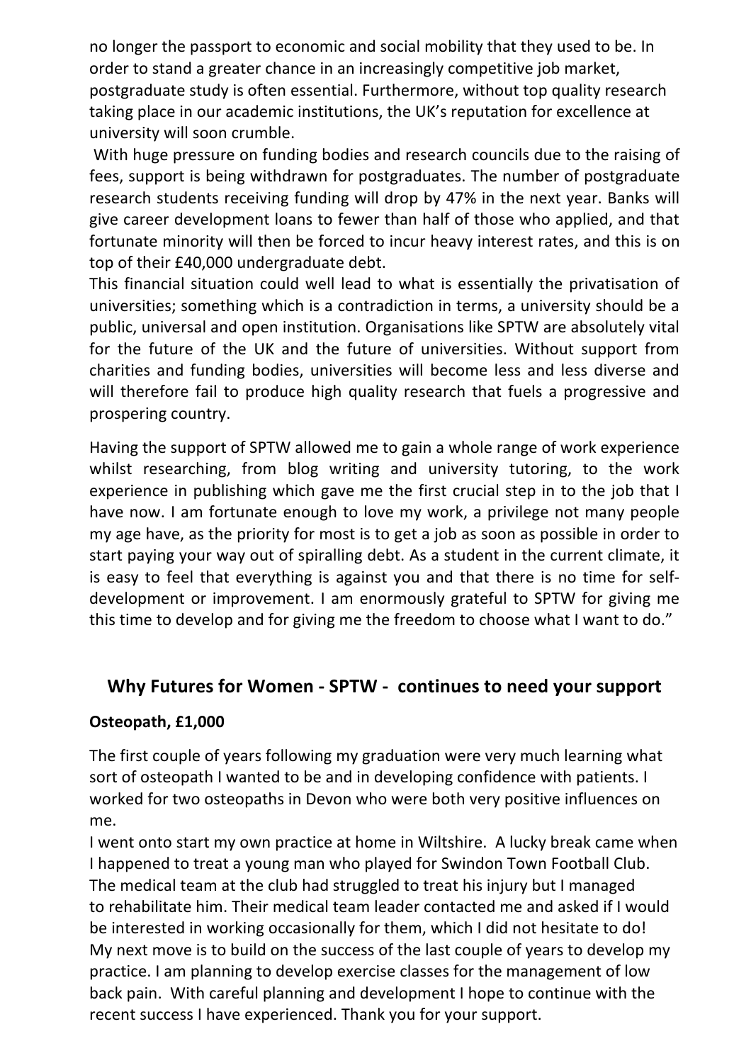no longer the passport to economic and social mobility that they used to be. In order to stand a greater chance in an increasingly competitive job market, postgraduate study is often essential. Furthermore, without top quality research taking place in our academic institutions, the UK's reputation for excellence at university will soon crumble.

With huge pressure on funding bodies and research councils due to the raising of fees, support is being withdrawn for postgraduates. The number of postgraduate research students receiving funding will drop by 47% in the next year. Banks will give career development loans to fewer than half of those who applied, and that fortunate minority will then be forced to incur heavy interest rates, and this is on top of their £40,000 undergraduate debt.

This financial situation could well lead to what is essentially the privatisation of universities; something which is a contradiction in terms, a university should be a public, universal and open institution. Organisations like SPTW are absolutely vital for the future of the UK and the future of universities. Without support from charities and funding bodies, universities will become less and less diverse and will therefore fail to produce high quality research that fuels a progressive and prospering country.

Having the support of SPTW allowed me to gain a whole range of work experience whilst researching, from blog writing and university tutoring, to the work experience in publishing which gave me the first crucial step in to the job that I have now. I am fortunate enough to love my work, a privilege not many people my age have, as the priority for most is to get a job as soon as possible in order to start paying your way out of spiralling debt. As a student in the current climate, it is easy to feel that everything is against you and that there is no time for self-development or improvement. I am enormously grateful to SPTW for giving me this time to develop and for giving me the freedom to choose what I want to do."

## Why Futures for Women - SPTW - continues to need your support

**Osteopath, £1,000**

The first couple of years following my graduation were very much learning what sort of osteopath I wanted to be and in developing confidence with patients. I worked for two osteopaths in Devon who were both very positive influences on me.

I went onto start my own practice at home in Wiltshire. A lucky break came when I happened to treat a young man who played for Swindon Town Football Club. The medical team at the club had struggled to treat his injury but I managed to rehabilitate him. Their medical team leader contacted me and asked if I would be interested in working occasionally for them, which I did not hesitate to do!

My next move is to build on the success of the last couple of years to develop my practice. I am planning to develop exercise classes for the management of low back pain. With careful planning and development I hope to continue with the recent success I have experienced. Thank you for your support.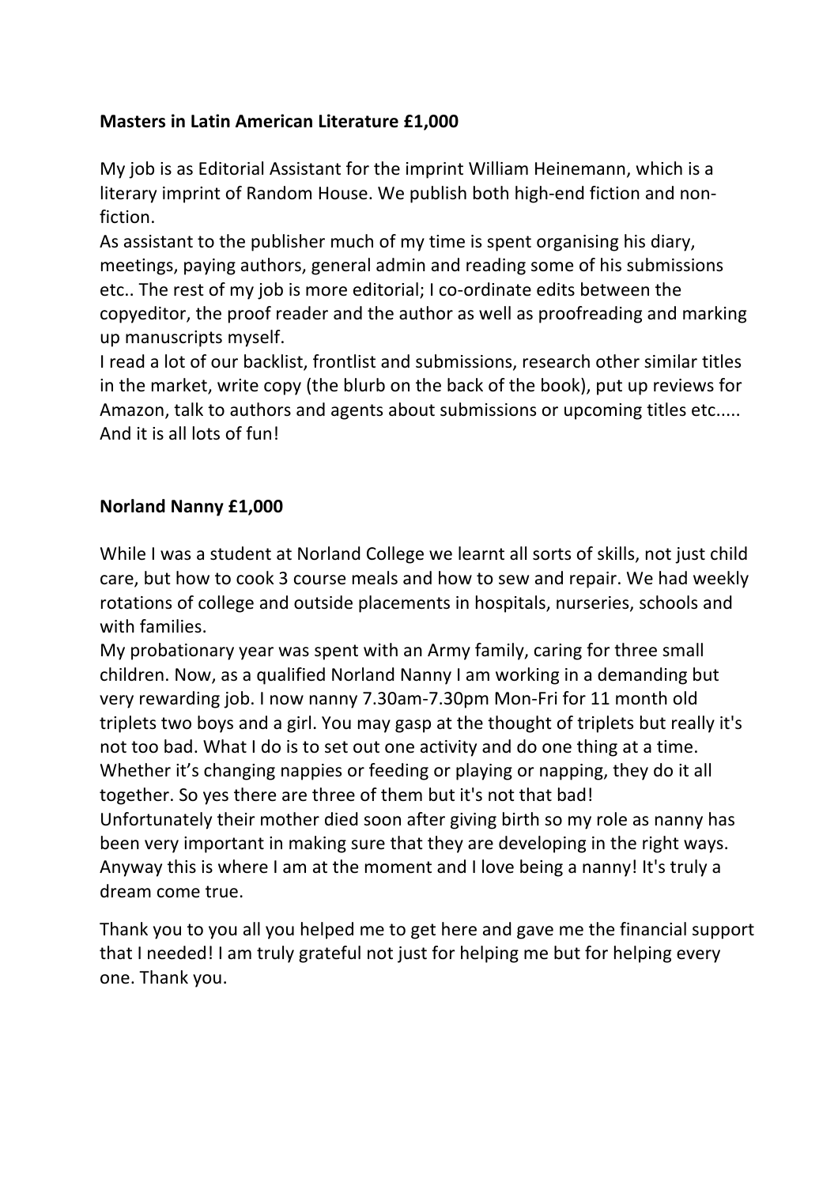**Masters in Latin American Literature £1,000**

My job is as Editorial Assistant for the imprint William Heinemann, which is a literary imprint of Random House. We publish both high-end fiction and non-fiction.

As assistant to the publisher much of my time is spent organising his diary, meetings, paying authors, general admin and reading some of his submissions etc.. The rest of my job is more editorial; I co-ordinate edits between the copyeditor, the proof reader and the author as well as proofreading and marking up manuscripts myself.

I read a lot of our backlist, frontlist and submissions, research other similar titles in the market, write copy (the blurb on the back of the book), put up reviews for Amazon, talk to authors and agents about submissions or upcoming titles etc..... And it is all lots of fun!

**Norland Nanny £1,000**

While I was a student at Norland College we learnt all sorts of skills, not just child care, but how to cook 3 course meals and how to sew and repair. We had weekly rotations of college and outside placements in hospitals, nurseries, schools and with families.

My probationary year was spent with an Army family, caring for three small children. Now, as a qualified Norland Nanny I am working in a demanding but very rewarding job. I now nanny 7.30am-7.30pm Mon-Fri for 11 month old triplets two boys and a girl. You may gasp at the thought of triplets but really it's not too bad. What I do is to set out one activity and do one thing at a time. Whether it's changing nappies or feeding or playing or napping, they do it all together. So yes there are three of them but it's not that bad!

Unfortunately their mother died soon after giving birth so my role as nanny has been very important in making sure that they are developing in the right ways. Anyway this is where I am at the moment and I love being a nanny! It's truly a dream come true.

Thank you to you all you helped me to get here and gave me the financial support that I needed! I am truly grateful not just for helping me but for helping every one. Thank you.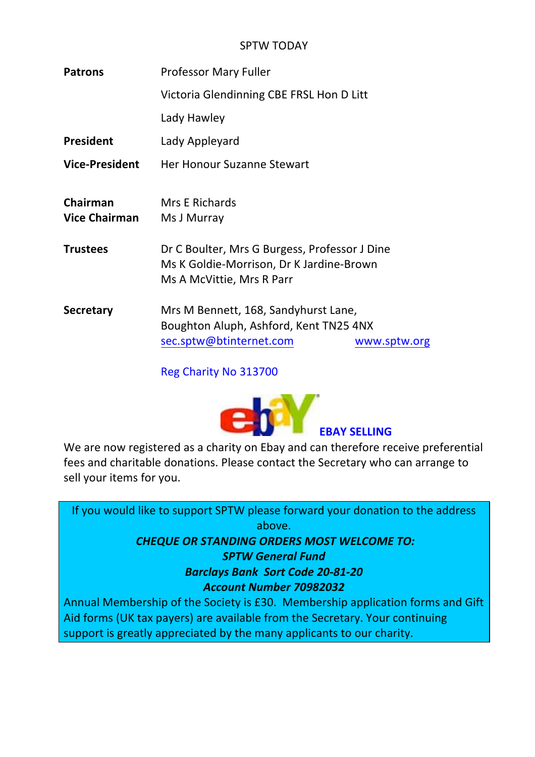SPTW TODAY

| | |
|---|---|
| **Patrons** | Professor Mary Fuller |
| | Victoria Glendinning CBE FRSL Hon D Litt |
| | Lady Hawley |
| **President** | Lady Appleyard |
| **Vice-President** | Her Honour Suzanne Stewart |
| **Chairman** | Mrs E Richards |
| **Vice Chairman** | Ms J Murray |
| **Trustees** | Dr C Boulter, Mrs G Burgess, Professor J Dine, Ms K Goldie-Morrison, Dr K Jardine-Brown, Ms A McVittie, Mrs R Parr |
| **Secretary** | Mrs M Bennett, 168, Sandyhurst Lane, Boughton Aluph, Ashford, Kent TN25 4NX |

sec.sptw@btinternet.com www.sptw.org

Reg Charity No 313700

## EBAY SELLING

We are now registered as a charity on Ebay and can therefore receive preferential fees and charitable donations. Please contact the Secretary who can arrange to sell your items for you.

If you would like to support SPTW please forward your donation to the address above.

***CHEQUE OR STANDING ORDERS MOST WELCOME TO:***
***SPTW General Fund***
***Barclays Bank Sort Code 20-81-20***
***Account Number 70982032***

Annual Membership of the Society is £30. Membership application forms and Gift Aid forms (UK tax payers) are available from the Secretary. Your continuing support is greatly appreciated by the many applicants to our charity.